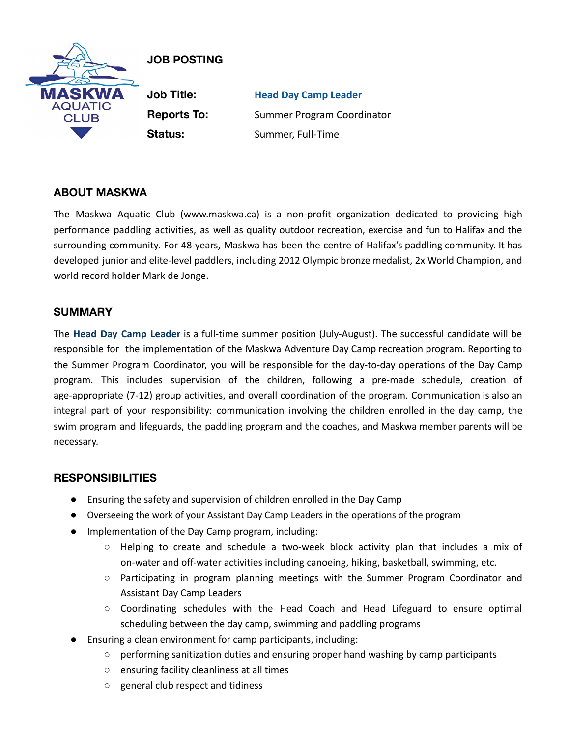MASKWA AQUATIC CLUB

# JOB POSTING

**Job Title:** **Head Day Camp Leader**

**Reports To:** Summer Program Coordinator

**Status:** Summer, Full-Time

## ABOUT MASKWA

The Maskwa Aquatic Club (www.maskwa.ca) is a non-profit organization dedicated to providing high performance paddling activities, as well as quality outdoor recreation, exercise and fun to Halifax and the surrounding community. For 48 years, Maskwa has been the centre of Halifax's paddling community. It has developed junior and elite-level paddlers, including 2012 Olympic bronze medalist, 2x World Champion, and world record holder Mark de Jonge.

## SUMMARY

The **Head Day Camp Leader** is a full-time summer position (July-August). The successful candidate will be responsible for the implementation of the Maskwa Adventure Day Camp recreation program. Reporting to the Summer Program Coordinator, you will be responsible for the day-to-day operations of the Day Camp program. This includes supervision of the children, following a pre-made schedule, creation of age-appropriate (7-12) group activities, and overall coordination of the program. Communication is also an integral part of your responsibility: communication involving the children enrolled in the day camp, the swim program and lifeguards, the paddling program and the coaches, and Maskwa member parents will be necessary.

## RESPONSIBILITIES

- Ensuring the safety and supervision of children enrolled in the Day Camp
- Overseeing the work of your Assistant Day Camp Leaders in the operations of the program
- Implementation of the Day Camp program, including:
  - Helping to create and schedule a two-week block activity plan that includes a mix of on-water and off-water activities including canoeing, hiking, basketball, swimming, etc.
  - Participating in program planning meetings with the Summer Program Coordinator and Assistant Day Camp Leaders
  - Coordinating schedules with the Head Coach and Head Lifeguard to ensure optimal scheduling between the day camp, swimming and paddling programs
- Ensuring a clean environment for camp participants, including:
  - performing sanitization duties and ensuring proper hand washing by camp participants
  - ensuring facility cleanliness at all times
  - general club respect and tidiness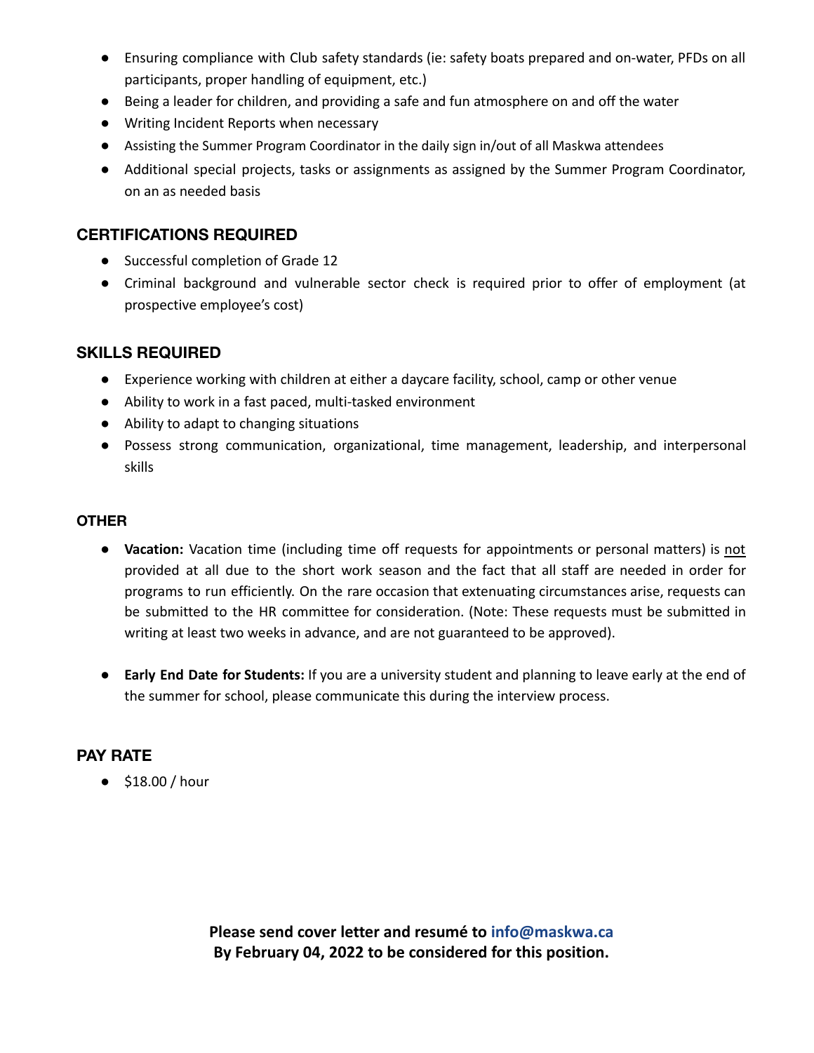- Ensuring compliance with Club safety standards (ie: safety boats prepared and on-water, PFDs on all participants, proper handling of equipment, etc.)
- Being a leader for children, and providing a safe and fun atmosphere on and off the water
- Writing Incident Reports when necessary
- Assisting the Summer Program Coordinator in the daily sign in/out of all Maskwa attendees
- Additional special projects, tasks or assignments as assigned by the Summer Program Coordinator, on an as needed basis

### CERTIFICATIONS REQUIRED

- Successful completion of Grade 12
- Criminal background and vulnerable sector check is required prior to offer of employment (at prospective employee's cost)

### SKILLS REQUIRED

- Experience working with children at either a daycare facility, school, camp or other venue
- Ability to work in a fast paced, multi-tasked environment
- Ability to adapt to changing situations
- Possess strong communication, organizational, time management, leadership, and interpersonal skills

### OTHER

- **Vacation:** Vacation time (including time off requests for appointments or personal matters) is <u>not</u> provided at all due to the short work season and the fact that all staff are needed in order for programs to run efficiently. On the rare occasion that extenuating circumstances arise, requests can be submitted to the HR committee for consideration. (Note: These requests must be submitted in writing at least two weeks in advance, and are not guaranteed to be approved).

- **Early End Date for Students:** If you are a university student and planning to leave early at the end of the summer for school, please communicate this during the interview process.

### PAY RATE

- $18.00 / hour

**Please send cover letter and resumé to info@maskwa.ca**
**By February 04, 2022 to be considered for this position.**